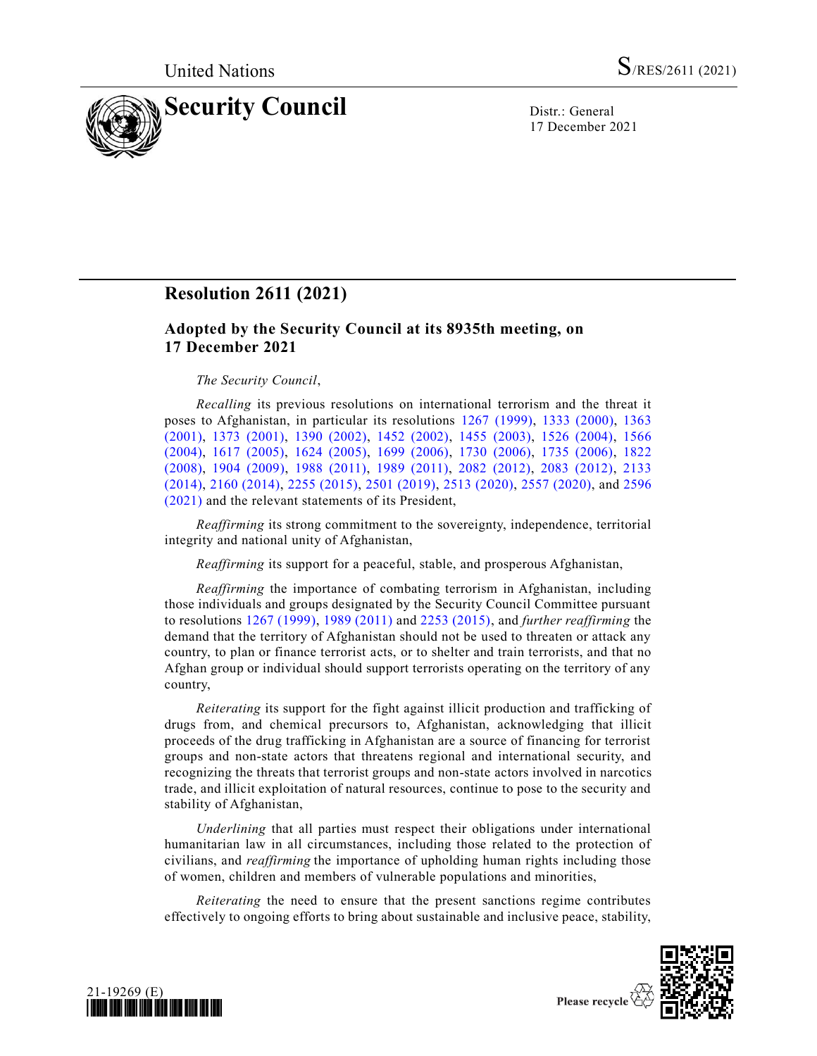United Nations S/RES/2611 (2021)

# Security Council

Distr.: General
17 December 2021

## Resolution 2611 (2021)

### Adopted by the Security Council at its 8935th meeting, on 17 December 2021

*The Security Council*,

*Recalling* its previous resolutions on international terrorism and the threat it poses to Afghanistan, in particular its resolutions 1267 (1999), 1333 (2000), 1363 (2001), 1373 (2001), 1390 (2002), 1452 (2002), 1455 (2003), 1526 (2004), 1566 (2004), 1617 (2005), 1624 (2005), 1699 (2006), 1730 (2006), 1735 (2006), 1822 (2008), 1904 (2009), 1988 (2011), 1989 (2011), 2082 (2012), 2083 (2012), 2133 (2014), 2160 (2014), 2255 (2015), 2501 (2019), 2513 (2020), 2557 (2020), and 2596 (2021) and the relevant statements of its President,

*Reaffirming* its strong commitment to the sovereignty, independence, territorial integrity and national unity of Afghanistan,

*Reaffirming* its support for a peaceful, stable, and prosperous Afghanistan,

*Reaffirming* the importance of combating terrorism in Afghanistan, including those individuals and groups designated by the Security Council Committee pursuant to resolutions 1267 (1999), 1989 (2011) and 2253 (2015), and *further reaffirming* the demand that the territory of Afghanistan should not be used to threaten or attack any country, to plan or finance terrorist acts, or to shelter and train terrorists, and that no Afghan group or individual should support terrorists operating on the territory of any country,

*Reiterating* its support for the fight against illicit production and trafficking of drugs from, and chemical precursors to, Afghanistan, acknowledging that illicit proceeds of the drug trafficking in Afghanistan are a source of financing for terrorist groups and non-state actors that threatens regional and international security, and recognizing the threats that terrorist groups and non-state actors involved in narcotics trade, and illicit exploitation of natural resources, continue to pose to the security and stability of Afghanistan,

*Underlining* that all parties must respect their obligations under international humanitarian law in all circumstances, including those related to the protection of civilians, and *reaffirming* the importance of upholding human rights including those of women, children and members of vulnerable populations and minorities,

*Reiterating* the need to ensure that the present sanctions regime contributes effectively to ongoing efforts to bring about sustainable and inclusive peace, stability,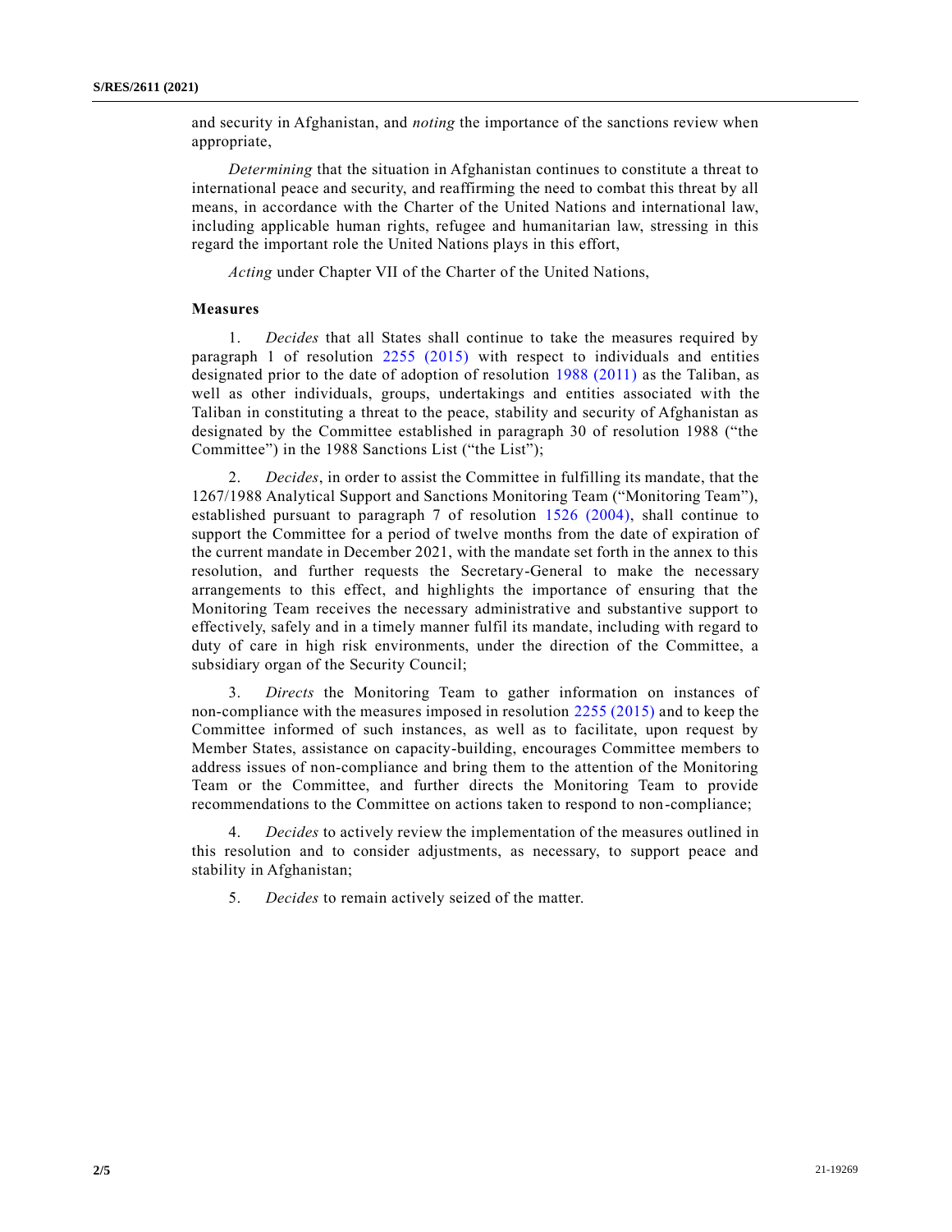and security in Afghanistan, and *noting* the importance of the sanctions review when appropriate,

*Determining* that the situation in Afghanistan continues to constitute a threat to international peace and security, and reaffirming the need to combat this threat by all means, in accordance with the Charter of the United Nations and international law, including applicable human rights, refugee and humanitarian law, stressing in this regard the important role the United Nations plays in this effort,

*Acting* under Chapter VII of the Charter of the United Nations,

**Measures**

1. *Decides* that all States shall continue to take the measures required by paragraph 1 of resolution 2255 (2015) with respect to individuals and entities designated prior to the date of adoption of resolution 1988 (2011) as the Taliban, as well as other individuals, groups, undertakings and entities associated with the Taliban in constituting a threat to the peace, stability and security of Afghanistan as designated by the Committee established in paragraph 30 of resolution 1988 ("the Committee") in the 1988 Sanctions List ("the List");

2. *Decides*, in order to assist the Committee in fulfilling its mandate, that the 1267/1988 Analytical Support and Sanctions Monitoring Team ("Monitoring Team"), established pursuant to paragraph 7 of resolution 1526 (2004), shall continue to support the Committee for a period of twelve months from the date of expiration of the current mandate in December 2021, with the mandate set forth in the annex to this resolution, and further requests the Secretary-General to make the necessary arrangements to this effect, and highlights the importance of ensuring that the Monitoring Team receives the necessary administrative and substantive support to effectively, safely and in a timely manner fulfil its mandate, including with regard to duty of care in high risk environments, under the direction of the Committee, a subsidiary organ of the Security Council;

3. *Directs* the Monitoring Team to gather information on instances of non-compliance with the measures imposed in resolution 2255 (2015) and to keep the Committee informed of such instances, as well as to facilitate, upon request by Member States, assistance on capacity-building, encourages Committee members to address issues of non-compliance and bring them to the attention of the Monitoring Team or the Committee, and further directs the Monitoring Team to provide recommendations to the Committee on actions taken to respond to non-compliance;

4. *Decides* to actively review the implementation of the measures outlined in this resolution and to consider adjustments, as necessary, to support peace and stability in Afghanistan;

5. *Decides* to remain actively seized of the matter.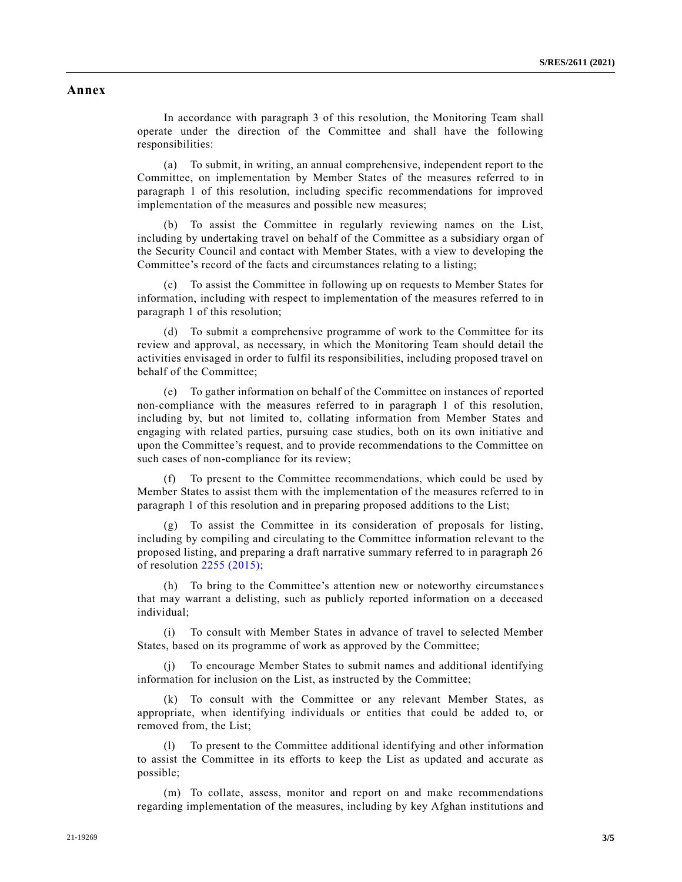## Annex

In accordance with paragraph 3 of this resolution, the Monitoring Team shall operate under the direction of the Committee and shall have the following responsibilities:

(a) To submit, in writing, an annual comprehensive, independent report to the Committee, on implementation by Member States of the measures referred to in paragraph 1 of this resolution, including specific recommendations for improved implementation of the measures and possible new measures;

(b) To assist the Committee in regularly reviewing names on the List, including by undertaking travel on behalf of the Committee as a subsidiary organ of the Security Council and contact with Member States, with a view to developing the Committee's record of the facts and circumstances relating to a listing;

(c) To assist the Committee in following up on requests to Member States for information, including with respect to implementation of the measures referred to in paragraph 1 of this resolution;

(d) To submit a comprehensive programme of work to the Committee for its review and approval, as necessary, in which the Monitoring Team should detail the activities envisaged in order to fulfil its responsibilities, including proposed travel on behalf of the Committee;

(e) To gather information on behalf of the Committee on instances of reported non-compliance with the measures referred to in paragraph 1 of this resolution, including by, but not limited to, collating information from Member States and engaging with related parties, pursuing case studies, both on its own initiative and upon the Committee's request, and to provide recommendations to the Committee on such cases of non-compliance for its review;

(f) To present to the Committee recommendations, which could be used by Member States to assist them with the implementation of the measures referred to in paragraph 1 of this resolution and in preparing proposed additions to the List;

(g) To assist the Committee in its consideration of proposals for listing, including by compiling and circulating to the Committee information relevant to the proposed listing, and preparing a draft narrative summary referred to in paragraph 26 of resolution 2255 (2015);

(h) To bring to the Committee's attention new or noteworthy circumstances that may warrant a delisting, such as publicly reported information on a deceased individual;

(i) To consult with Member States in advance of travel to selected Member States, based on its programme of work as approved by the Committee;

(j) To encourage Member States to submit names and additional identifying information for inclusion on the List, as instructed by the Committee;

(k) To consult with the Committee or any relevant Member States, as appropriate, when identifying individuals or entities that could be added to, or removed from, the List;

(l) To present to the Committee additional identifying and other information to assist the Committee in its efforts to keep the List as updated and accurate as possible;

(m) To collate, assess, monitor and report on and make recommendations regarding implementation of the measures, including by key Afghan institutions and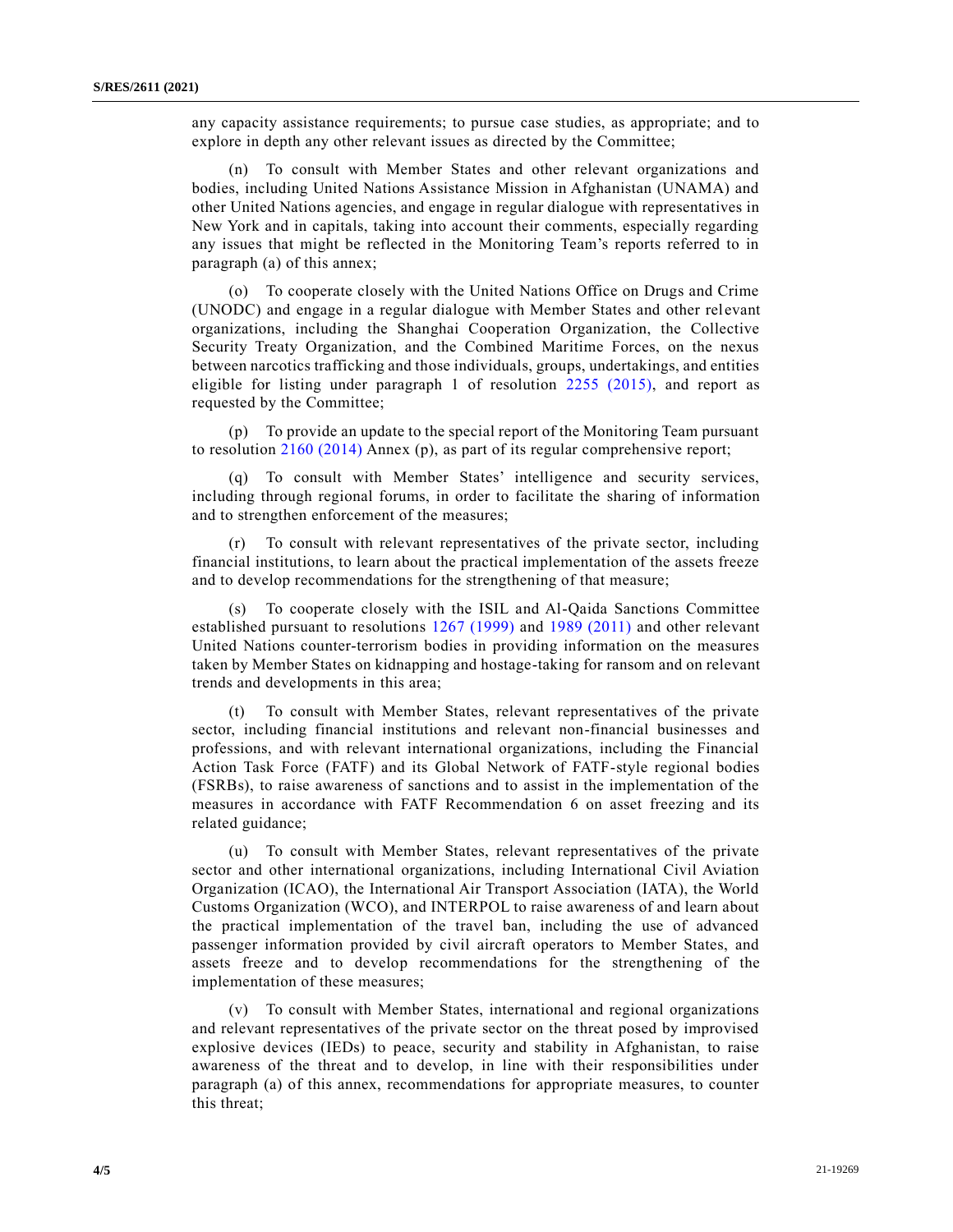any capacity assistance requirements; to pursue case studies, as appropriate; and to explore in depth any other relevant issues as directed by the Committee;

(n) To consult with Member States and other relevant organizations and bodies, including United Nations Assistance Mission in Afghanistan (UNAMA) and other United Nations agencies, and engage in regular dialogue with representatives in New York and in capitals, taking into account their comments, especially regarding any issues that might be reflected in the Monitoring Team's reports referred to in paragraph (a) of this annex;

(o) To cooperate closely with the United Nations Office on Drugs and Crime (UNODC) and engage in a regular dialogue with Member States and other relevant organizations, including the Shanghai Cooperation Organization, the Collective Security Treaty Organization, and the Combined Maritime Forces, on the nexus between narcotics trafficking and those individuals, groups, undertakings, and entities eligible for listing under paragraph 1 of resolution 2255 (2015), and report as requested by the Committee;

(p) To provide an update to the special report of the Monitoring Team pursuant to resolution 2160 (2014) Annex (p), as part of its regular comprehensive report;

(q) To consult with Member States' intelligence and security services, including through regional forums, in order to facilitate the sharing of information and to strengthen enforcement of the measures;

(r) To consult with relevant representatives of the private sector, including financial institutions, to learn about the practical implementation of the assets freeze and to develop recommendations for the strengthening of that measure;

(s) To cooperate closely with the ISIL and Al-Qaida Sanctions Committee established pursuant to resolutions 1267 (1999) and 1989 (2011) and other relevant United Nations counter-terrorism bodies in providing information on the measures taken by Member States on kidnapping and hostage-taking for ransom and on relevant trends and developments in this area;

(t) To consult with Member States, relevant representatives of the private sector, including financial institutions and relevant non-financial businesses and professions, and with relevant international organizations, including the Financial Action Task Force (FATF) and its Global Network of FATF-style regional bodies (FSRBs), to raise awareness of sanctions and to assist in the implementation of the measures in accordance with FATF Recommendation 6 on asset freezing and its related guidance;

(u) To consult with Member States, relevant representatives of the private sector and other international organizations, including International Civil Aviation Organization (ICAO), the International Air Transport Association (IATA), the World Customs Organization (WCO), and INTERPOL to raise awareness of and learn about the practical implementation of the travel ban, including the use of advanced passenger information provided by civil aircraft operators to Member States, and assets freeze and to develop recommendations for the strengthening of the implementation of these measures;

(v) To consult with Member States, international and regional organizations and relevant representatives of the private sector on the threat posed by improvised explosive devices (IEDs) to peace, security and stability in Afghanistan, to raise awareness of the threat and to develop, in line with their responsibilities under paragraph (a) of this annex, recommendations for appropriate measures, to counter this threat;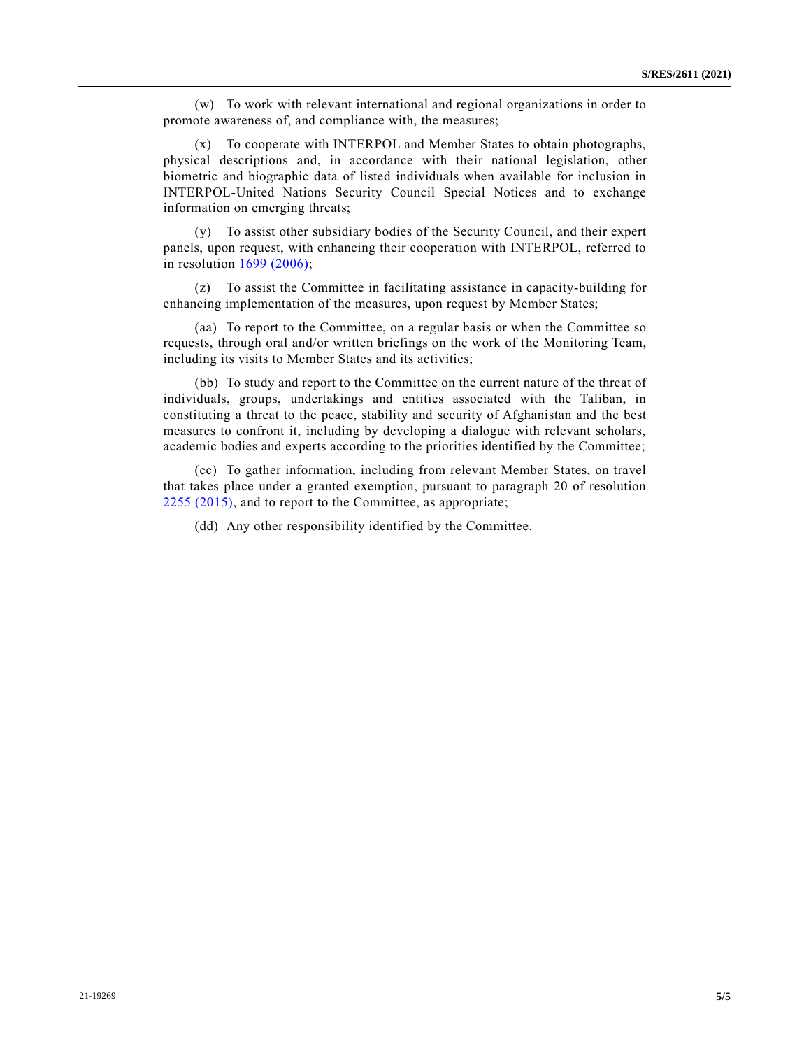(w) To work with relevant international and regional organizations in order to promote awareness of, and compliance with, the measures;

(x) To cooperate with INTERPOL and Member States to obtain photographs, physical descriptions and, in accordance with their national legislation, other biometric and biographic data of listed individuals when available for inclusion in INTERPOL-United Nations Security Council Special Notices and to exchange information on emerging threats;

(y) To assist other subsidiary bodies of the Security Council, and their expert panels, upon request, with enhancing their cooperation with INTERPOL, referred to in resolution 1699 (2006);

(z) To assist the Committee in facilitating assistance in capacity-building for enhancing implementation of the measures, upon request by Member States;

(aa) To report to the Committee, on a regular basis or when the Committee so requests, through oral and/or written briefings on the work of the Monitoring Team, including its visits to Member States and its activities;

(bb) To study and report to the Committee on the current nature of the threat of individuals, groups, undertakings and entities associated with the Taliban, in constituting a threat to the peace, stability and security of Afghanistan and the best measures to confront it, including by developing a dialogue with relevant scholars, academic bodies and experts according to the priorities identified by the Committee;

(cc) To gather information, including from relevant Member States, on travel that takes place under a granted exemption, pursuant to paragraph 20 of resolution 2255 (2015), and to report to the Committee, as appropriate;

(dd) Any other responsibility identified by the Committee.